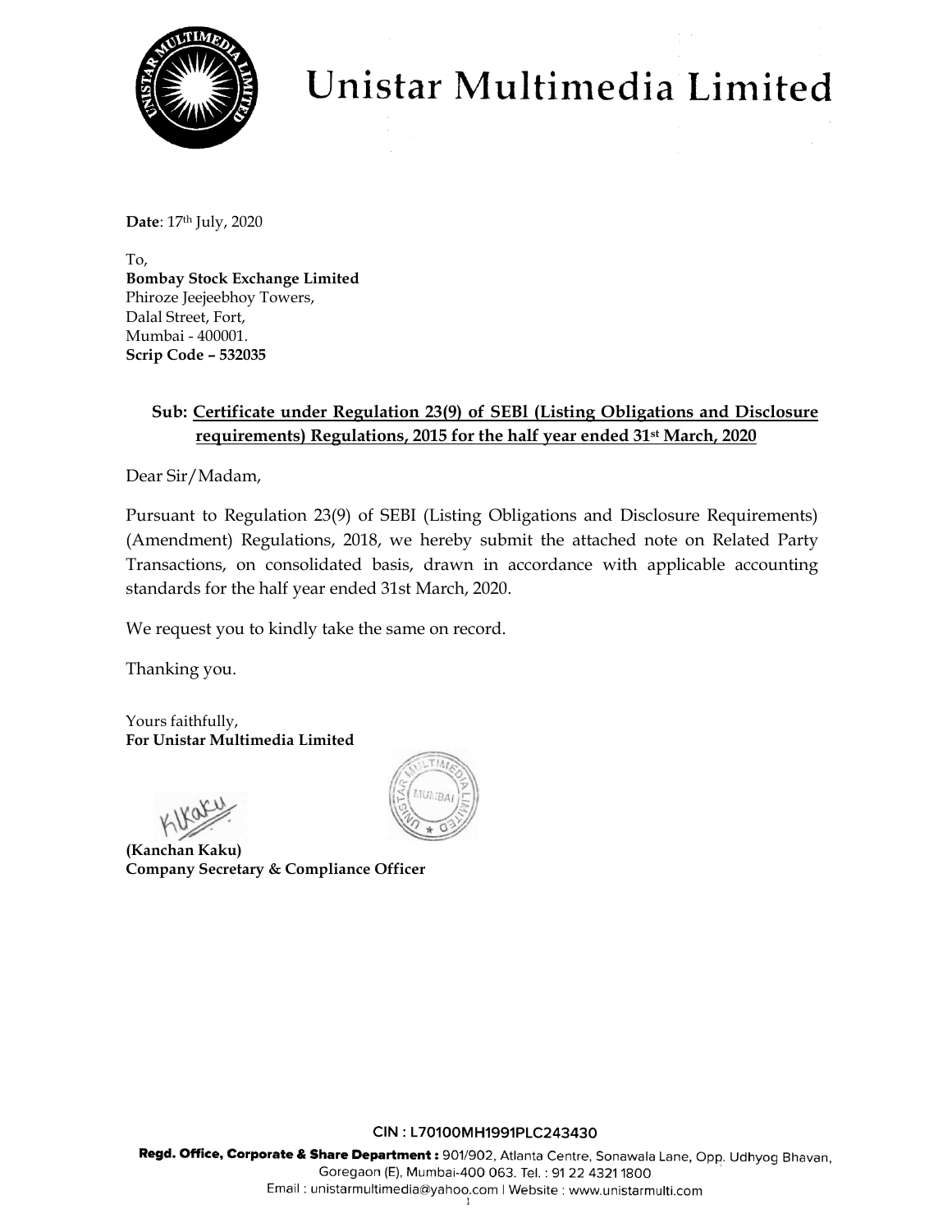# Unistar Multimedia Limited

**Date**: 17th July, 2020

To,
**Bombay Stock Exchange Limited**
Phiroze Jeejeebhoy Towers,
Dalal Street, Fort,
Mumbai - 400001.
**Scrip Code – 532035**

**Sub: Certificate under Regulation 23(9) of SEBl (Listing Obligations and Disclosure requirements) Regulations, 2015 for the half year ended 31st March, 2020**

Dear Sir/Madam,

Pursuant to Regulation 23(9) of SEBI (Listing Obligations and Disclosure Requirements) (Amendment) Regulations, 2018, we hereby submit the attached note on Related Party Transactions, on consolidated basis, drawn in accordance with applicable accounting standards for the half year ended 31st March, 2020.

We request you to kindly take the same on record.

Thanking you.

Yours faithfully,
**For Unistar Multimedia Limited**

**(Kanchan Kaku)**
**Company Secretary & Compliance Officer**

CIN : L70100MH1991PLC243430

**Regd. Office, Corporate & Share Department :** 901/902, Atlanta Centre, Sonawala Lane, Opp. Udhyog Bhavan, Goregaon (E), Mumbai-400 063. Tel. : 91 22 4321 1800
Email : unistarmultimedia@yahoo.com | Website : www.unistarmulti.com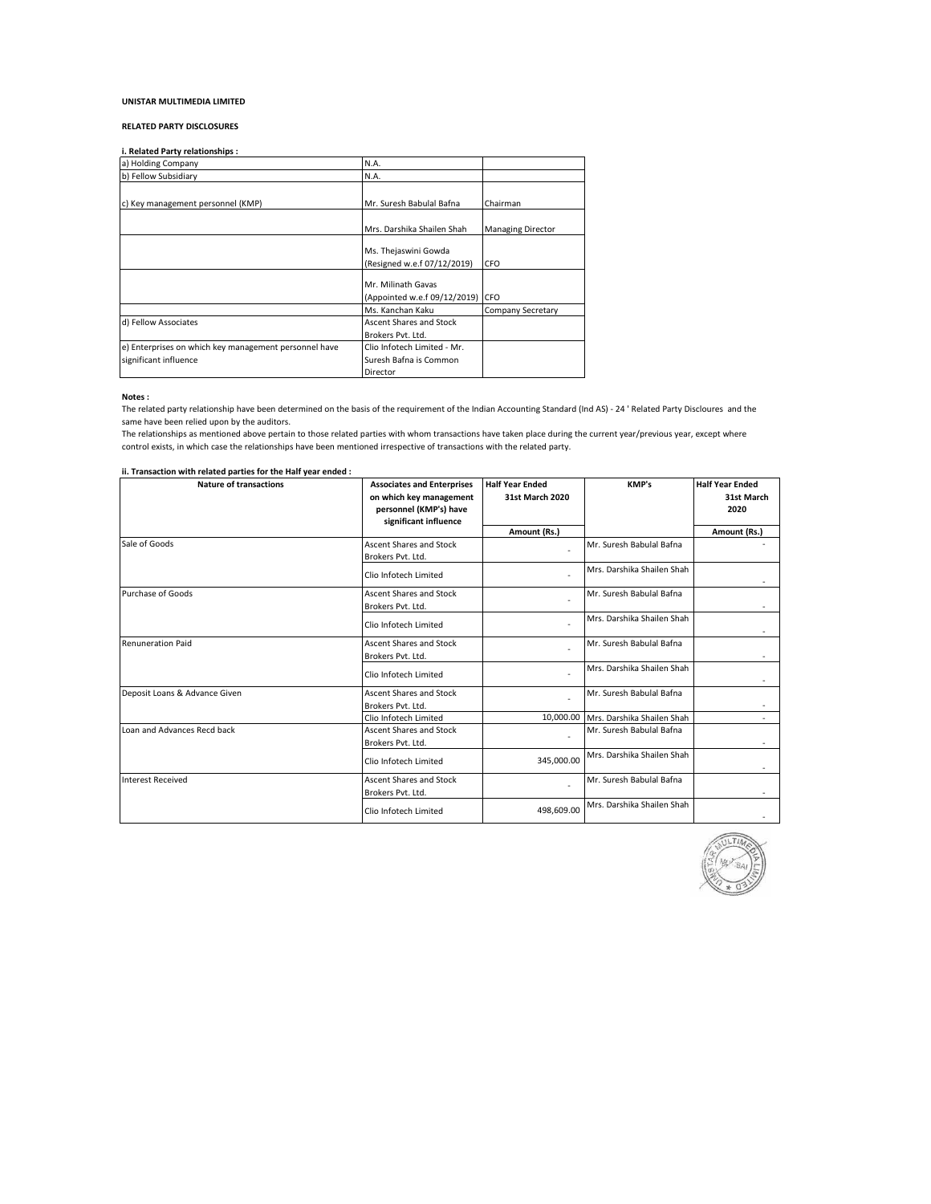**UNISTAR MULTIMEDIA LIMITED**

**RELATED PARTY DISCLOSURES**

**i. Related Party relationships :**

| | | |
|---|---|---|
| a) Holding Company | N.A. | |
| b) Fellow Subsidiary | N.A. | |
| c) Key management personnel (KMP) | Mr. Suresh Babulal Bafna | Chairman |
| | Mrs. Darshika Shailen Shah | Managing Director |
| | Ms. Thejaswini Gowda (Resigned w.e.f 07/12/2019) | CFO |
| | Mr. Milinath Gavas (Appointed w.e.f 09/12/2019) | CFO |
| | Ms. Kanchan Kaku | Company Secretary |
| d) Fellow Associates | Ascent Shares and Stock Brokers Pvt. Ltd. | |
| e) Enterprises on which key management personnel have significant influence | Clio Infotech Limited - Mr. Suresh Bafna is Common Director | |

**Notes :**

The related party relationship have been determined on the basis of the requirement of the Indian Accounting Standard (Ind AS) - 24 ' Related Party Discloures and the same have been relied upon by the auditors.

The relationships as mentioned above pertain to those related parties with whom transactions have taken place during the current year/previous year, except where control exists, in which case the relationships have been mentioned irrespective of transactions with the related party.

**ii. Transaction with related parties for the Half year ended :**

| Nature of transactions | Associates and Enterprises on which key management personnel (KMP's) have significant influence | Half Year Ended 31st March 2020 | KMP's | Half Year Ended 31st March 2020 |
|---|---|---|---|---|
| | | Amount (Rs.) | | Amount (Rs.) |
| Sale of Goods | Ascent Shares and Stock Brokers Pvt. Ltd. | - | Mr. Suresh Babulal Bafna | - |
| | Clio Infotech Limited | - | Mrs. Darshika Shailen Shah | - |
| Purchase of Goods | Ascent Shares and Stock Brokers Pvt. Ltd. | - | Mr. Suresh Babulal Bafna | - |
| | Clio Infotech Limited | - | Mrs. Darshika Shailen Shah | - |
| Renuneration Paid | Ascent Shares and Stock Brokers Pvt. Ltd. | - | Mr. Suresh Babulal Bafna | - |
| | Clio Infotech Limited | - | Mrs. Darshika Shailen Shah | - |
| Deposit Loans & Advance Given | Ascent Shares and Stock Brokers Pvt. Ltd. | - | Mr. Suresh Babulal Bafna | - |
| | Clio Infotech Limited | 10,000.00 | Mrs. Darshika Shailen Shah | - |
| Loan and Advances Recd back | Ascent Shares and Stock Brokers Pvt. Ltd. | - | Mr. Suresh Babulal Bafna | - |
| | Clio Infotech Limited | 345,000.00 | Mrs. Darshika Shailen Shah | - |
| Interest Received | Ascent Shares and Stock Brokers Pvt. Ltd. | - | Mr. Suresh Babulal Bafna | - |
| | Clio Infotech Limited | 498,609.00 | Mrs. Darshika Shailen Shah | - |